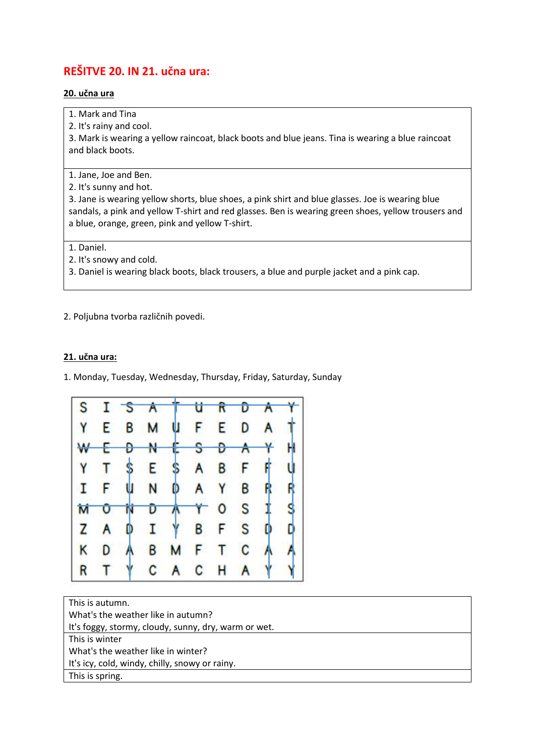# REŠITVE 20. IN 21. učna ura:

## 20. učna ura

1. Mark and Tina
2. It's rainy and cool.
3. Mark is wearing a yellow raincoat, black boots and blue jeans. Tina is wearing a blue raincoat and black boots.

---

1. Jane, Joe and Ben.
2. It's sunny and hot.
3. Jane is wearing yellow shorts, blue shoes, a pink shirt and blue glasses. Joe is wearing blue sandals, a pink and yellow T-shirt and red glasses. Ben is wearing green shoes, yellow trousers and a blue, orange, green, pink and yellow T-shirt.

---

1. Daniel.
2. It's snowy and cold.
3. Daniel is wearing black boots, black trousers, a blue and purple jacket and a pink cap.

---

2. Poljubna tvorba različnih povedi.

## 21. učna ura:

1. Monday, Tuesday, Wednesday, Thursday, Friday, Saturday, Sunday

| | | | | | | | | | |
|---|---|---|---|---|---|---|---|---|---|
| S | I | S | A | T | U | R | D | A | Y |
| Y | E | B | M | U | F | E | D | A | T |
| W | E | D | N | E | S | D | A | Y | H |
| Y | T | S | E | S | A | B | F | F | U |
| I | F | U | N | D | A | Y | B | R | R |
| M | O | N | D | A | Y | O | S | I | S |
| Z | A | D | I | Y | B | F | S | D | D |
| K | D | A | B | M | F | T | C | A | A |
| R | T | Y | C | A | C | H | A | Y | Y |

This is autumn.
What's the weather like in autumn?
It's foggy, stormy, cloudy, sunny, dry, warm or wet.

---

This is winter
What's the weather like in winter?
It's icy, cold, windy, chilly, snowy or rainy.

---

This is spring.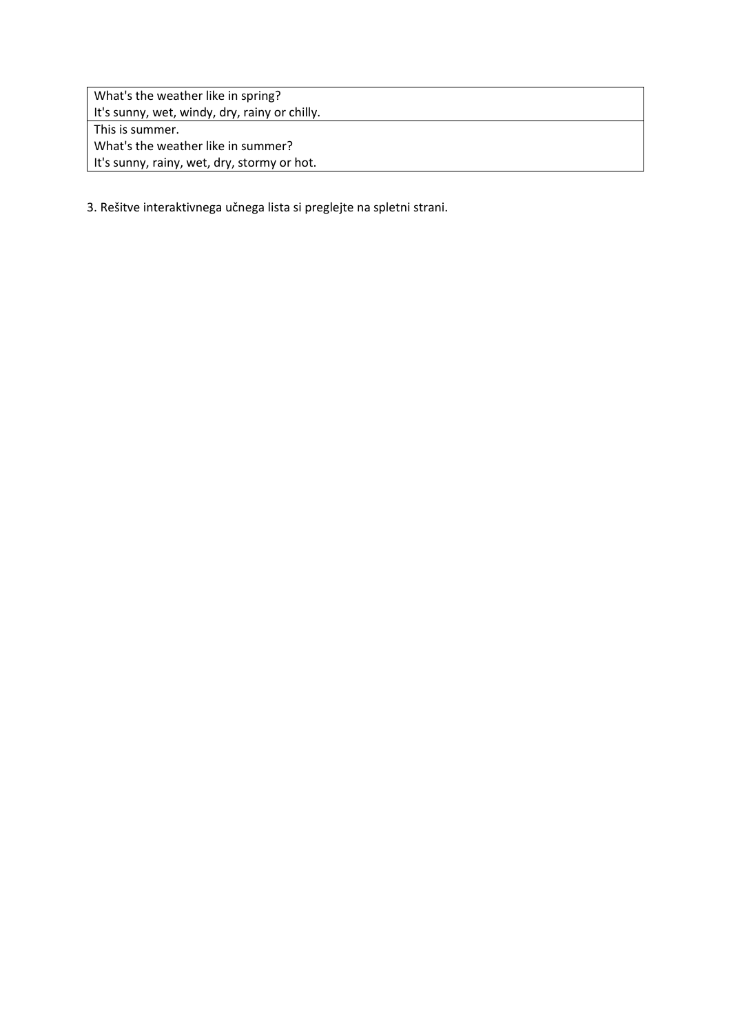| |
|---|
| What's the weather like in spring?<br>It's sunny, wet, windy, dry, rainy or chilly. |
| This is summer.<br>What's the weather like in summer?<br>It's sunny, rainy, wet, dry, stormy or hot. |

3. Rešitve interaktivnega učnega lista si preglejte na spletni strani.